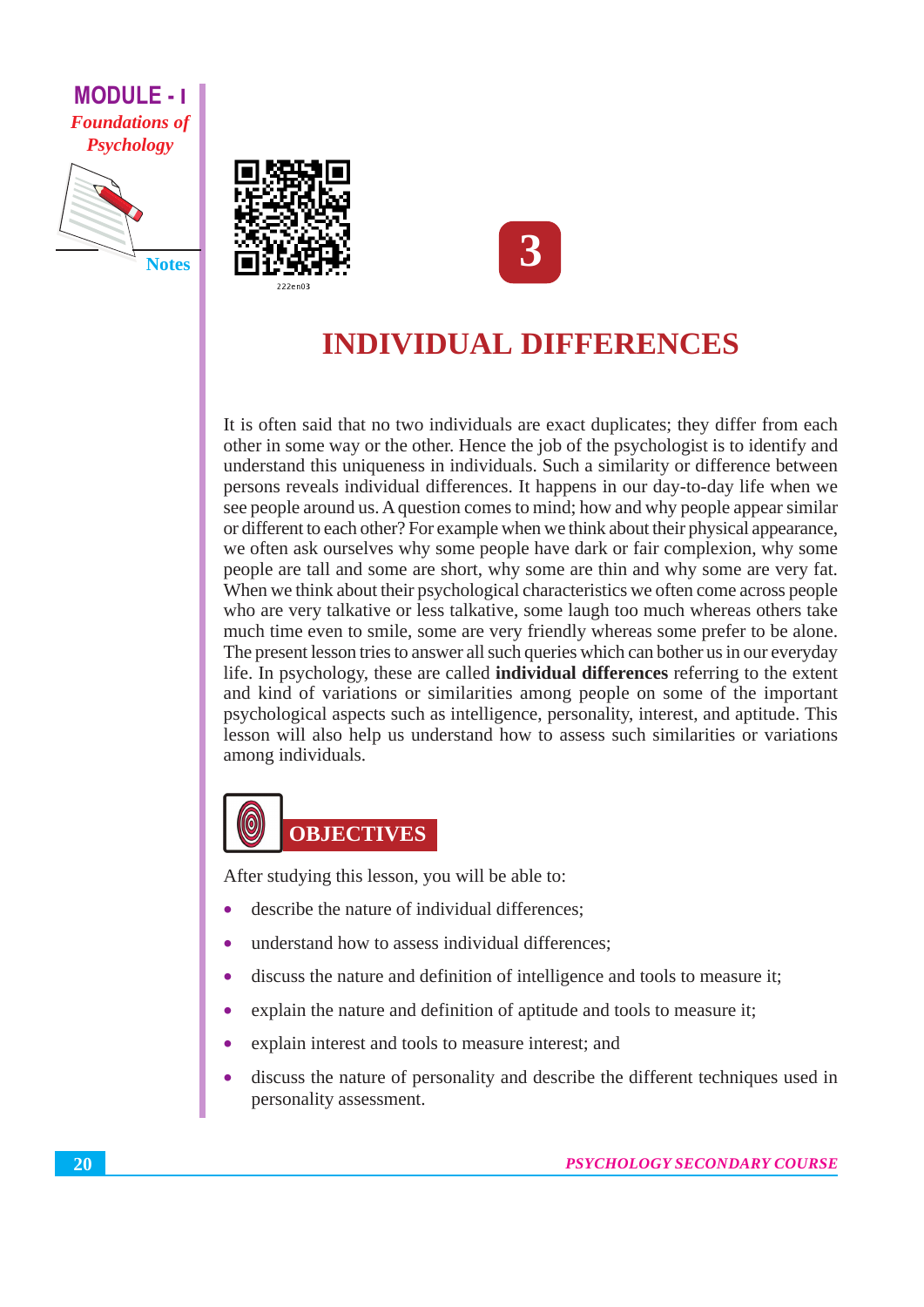# 3

# INDIVIDUAL DIFFERENCES

It is often said that no two individuals are exact duplicates; they differ from each other in some way or the other. Hence the job of the psychologist is to identify and understand this uniqueness in individuals. Such a similarity or difference between persons reveals individual differences. It happens in our day-to-day life when we see people around us. A question comes to mind; how and why people appear similar or different to each other? For example when we think about their physical appearance, we often ask ourselves why some people have dark or fair complexion, why some people are tall and some are short, why some are thin and why some are very fat. When we think about their psychological characteristics we often come across people who are very talkative or less talkative, some laugh too much whereas others take much time even to smile, some are very friendly whereas some prefer to be alone. The present lesson tries to answer all such queries which can bother us in our everyday life. In psychology, these are called **individual differences** referring to the extent and kind of variations or similarities among people on some of the important psychological aspects such as intelligence, personality, interest, and aptitude. This lesson will also help us understand how to assess such similarities or variations among individuals.

## OBJECTIVES

After studying this lesson, you will be able to:

- describe the nature of individual differences;
- understand how to assess individual differences;
- discuss the nature and definition of intelligence and tools to measure it;
- explain the nature and definition of aptitude and tools to measure it;
- explain interest and tools to measure interest; and
- discuss the nature of personality and describe the different techniques used in personality assessment.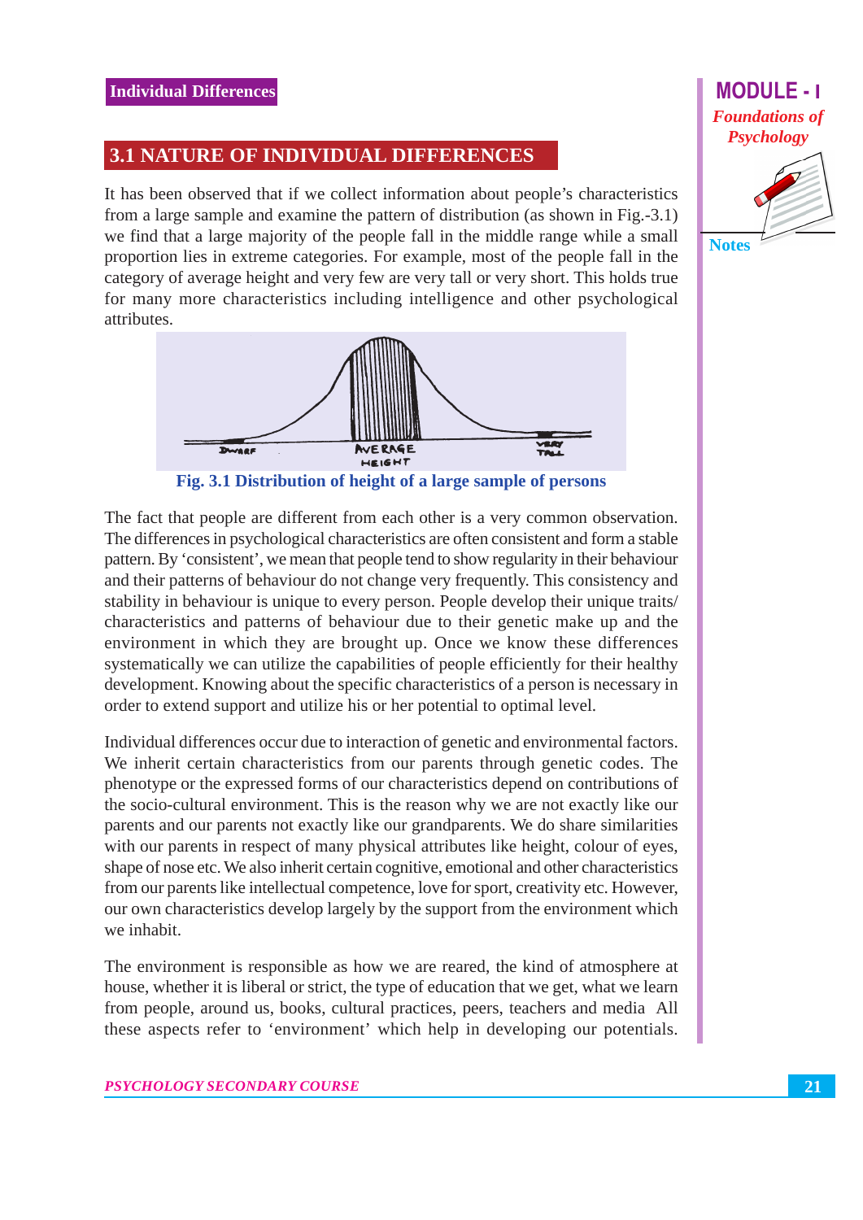## 3.1 NATURE OF INDIVIDUAL DIFFERENCES

It has been observed that if we collect information about people's characteristics from a large sample and examine the pattern of distribution (as shown in Fig.-3.1) we find that a large majority of the people fall in the middle range while a small proportion lies in extreme categories. For example, most of the people fall in the category of average height and very few are very tall or very short. This holds true for many more characteristics including intelligence and other psychological attributes.

**Fig. 3.1 Distribution of height of a large sample of persons**

The fact that people are different from each other is a very common observation. The differences in psychological characteristics are often consistent and form a stable pattern. By 'consistent', we mean that people tend to show regularity in their behaviour and their patterns of behaviour do not change very frequently. This consistency and stability in behaviour is unique to every person. People develop their unique traits/ characteristics and patterns of behaviour due to their genetic make up and the environment in which they are brought up. Once we know these differences systematically we can utilize the capabilities of people efficiently for their healthy development. Knowing about the specific characteristics of a person is necessary in order to extend support and utilize his or her potential to optimal level.

Individual differences occur due to interaction of genetic and environmental factors. We inherit certain characteristics from our parents through genetic codes. The phenotype or the expressed forms of our characteristics depend on contributions of the socio-cultural environment. This is the reason why we are not exactly like our parents and our parents not exactly like our grandparents. We do share similarities with our parents in respect of many physical attributes like height, colour of eyes, shape of nose etc. We also inherit certain cognitive, emotional and other characteristics from our parents like intellectual competence, love for sport, creativity etc. However, our own characteristics develop largely by the support from the environment which we inhabit.

The environment is responsible as how we are reared, the kind of atmosphere at house, whether it is liberal or strict, the type of education that we get, what we learn from people, around us, books, cultural practices, peers, teachers and media All these aspects refer to 'environment' which help in developing our potentials.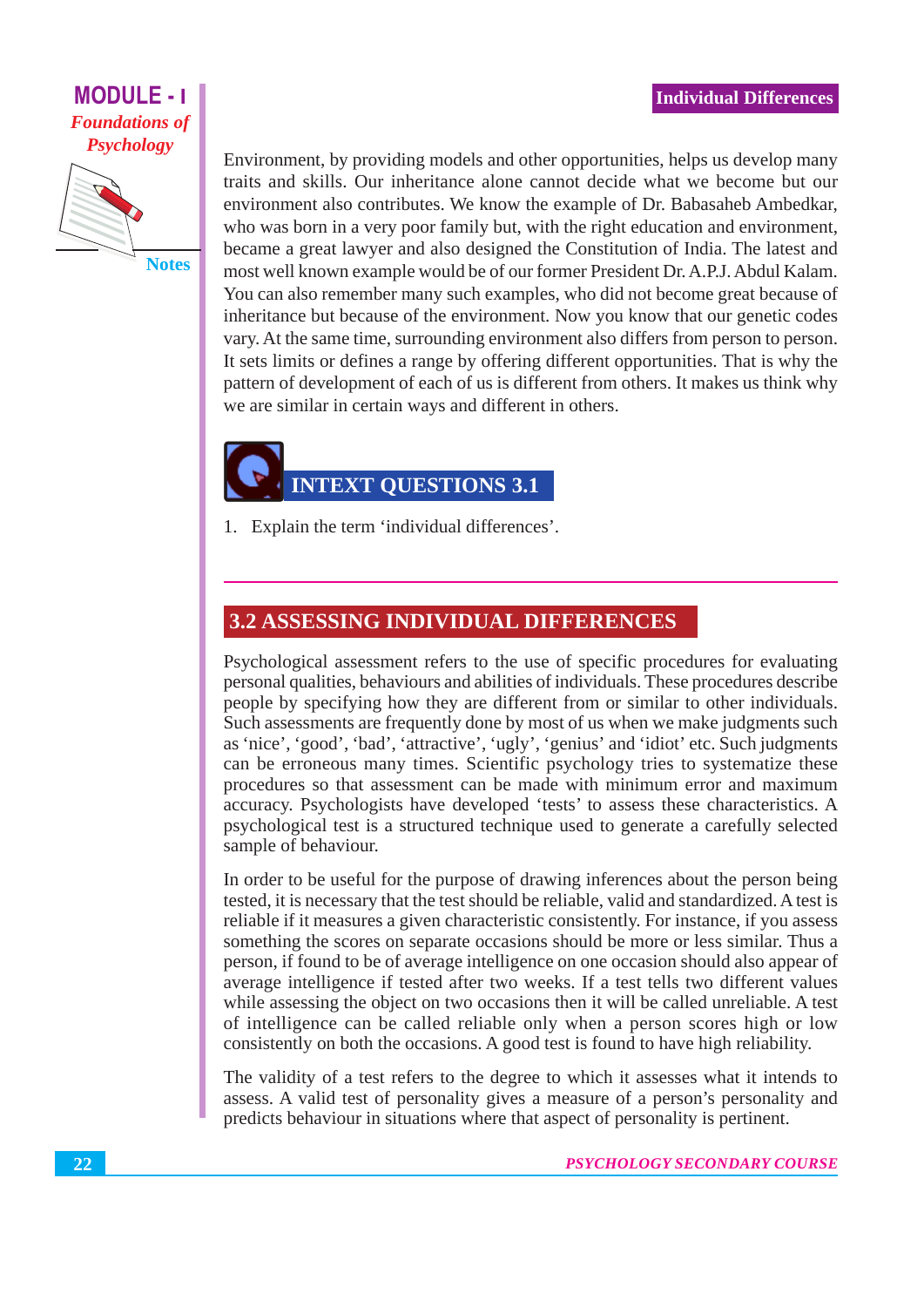Environment, by providing models and other opportunities, helps us develop many traits and skills. Our inheritance alone cannot decide what we become but our environment also contributes. We know the example of Dr. Babasaheb Ambedkar, who was born in a very poor family but, with the right education and environment, became a great lawyer and also designed the Constitution of India. The latest and most well known example would be of our former President Dr. A.P.J. Abdul Kalam. You can also remember many such examples, who did not become great because of inheritance but because of the environment. Now you know that our genetic codes vary. At the same time, surrounding environment also differs from person to person. It sets limits or defines a range by offering different opportunities. That is why the pattern of development of each of us is different from others. It makes us think why we are similar in certain ways and different in others.

## INTEXT QUESTIONS 3.1

1. Explain the term 'individual differences'.

## 3.2 ASSESSING INDIVIDUAL DIFFERENCES

Psychological assessment refers to the use of specific procedures for evaluating personal qualities, behaviours and abilities of individuals. These procedures describe people by specifying how they are different from or similar to other individuals. Such assessments are frequently done by most of us when we make judgments such as 'nice', 'good', 'bad', 'attractive', 'ugly', 'genius' and 'idiot' etc. Such judgments can be erroneous many times. Scientific psychology tries to systematize these procedures so that assessment can be made with minimum error and maximum accuracy. Psychologists have developed 'tests' to assess these characteristics. A psychological test is a structured technique used to generate a carefully selected sample of behaviour.

In order to be useful for the purpose of drawing inferences about the person being tested, it is necessary that the test should be reliable, valid and standardized. A test is reliable if it measures a given characteristic consistently. For instance, if you assess something the scores on separate occasions should be more or less similar. Thus a person, if found to be of average intelligence on one occasion should also appear of average intelligence if tested after two weeks. If a test tells two different values while assessing the object on two occasions then it will be called unreliable. A test of intelligence can be called reliable only when a person scores high or low consistently on both the occasions. A good test is found to have high reliability.

The validity of a test refers to the degree to which it assesses what it intends to assess. A valid test of personality gives a measure of a person's personality and predicts behaviour in situations where that aspect of personality is pertinent.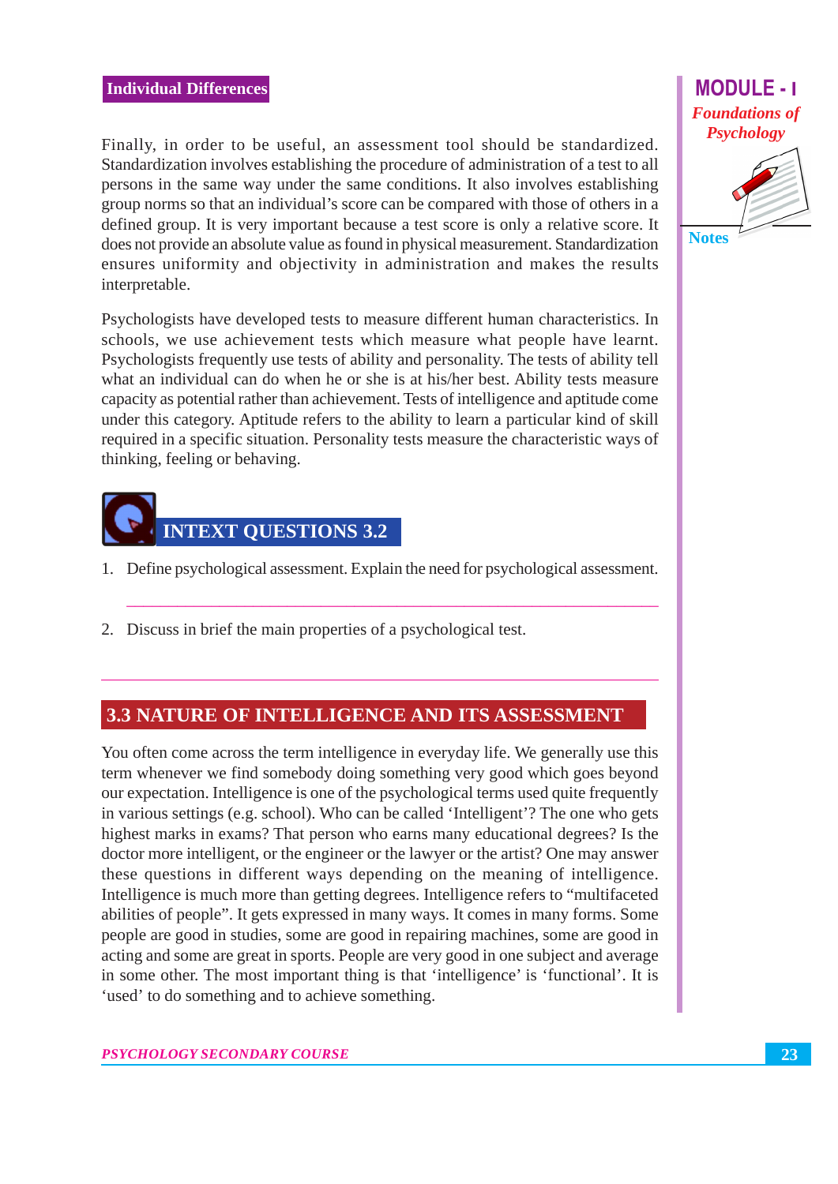Finally, in order to be useful, an assessment tool should be standardized. Standardization involves establishing the procedure of administration of a test to all persons in the same way under the same conditions. It also involves establishing group norms so that an individual's score can be compared with those of others in a defined group. It is very important because a test score is only a relative score. It does not provide an absolute value as found in physical measurement. Standardization ensures uniformity and objectivity in administration and makes the results interpretable.

Psychologists have developed tests to measure different human characteristics. In schools, we use achievement tests which measure what people have learnt. Psychologists frequently use tests of ability and personality. The tests of ability tell what an individual can do when he or she is at his/her best. Ability tests measure capacity as potential rather than achievement. Tests of intelligence and aptitude come under this category. Aptitude refers to the ability to learn a particular kind of skill required in a specific situation. Personality tests measure the characteristic ways of thinking, feeling or behaving.

## INTEXT QUESTIONS 3.2

1. Define psychological assessment. Explain the need for psychological assessment.

2. Discuss in brief the main properties of a psychological test.

## 3.3 NATURE OF INTELLIGENCE AND ITS ASSESSMENT

You often come across the term intelligence in everyday life. We generally use this term whenever we find somebody doing something very good which goes beyond our expectation. Intelligence is one of the psychological terms used quite frequently in various settings (e.g. school). Who can be called 'Intelligent'? The one who gets highest marks in exams? That person who earns many educational degrees? Is the doctor more intelligent, or the engineer or the lawyer or the artist? One may answer these questions in different ways depending on the meaning of intelligence. Intelligence is much more than getting degrees. Intelligence refers to "multifaceted abilities of people". It gets expressed in many ways. It comes in many forms. Some people are good in studies, some are good in repairing machines, some are good in acting and some are great in sports. People are very good in one subject and average in some other. The most important thing is that 'intelligence' is 'functional'. It is 'used' to do something and to achieve something.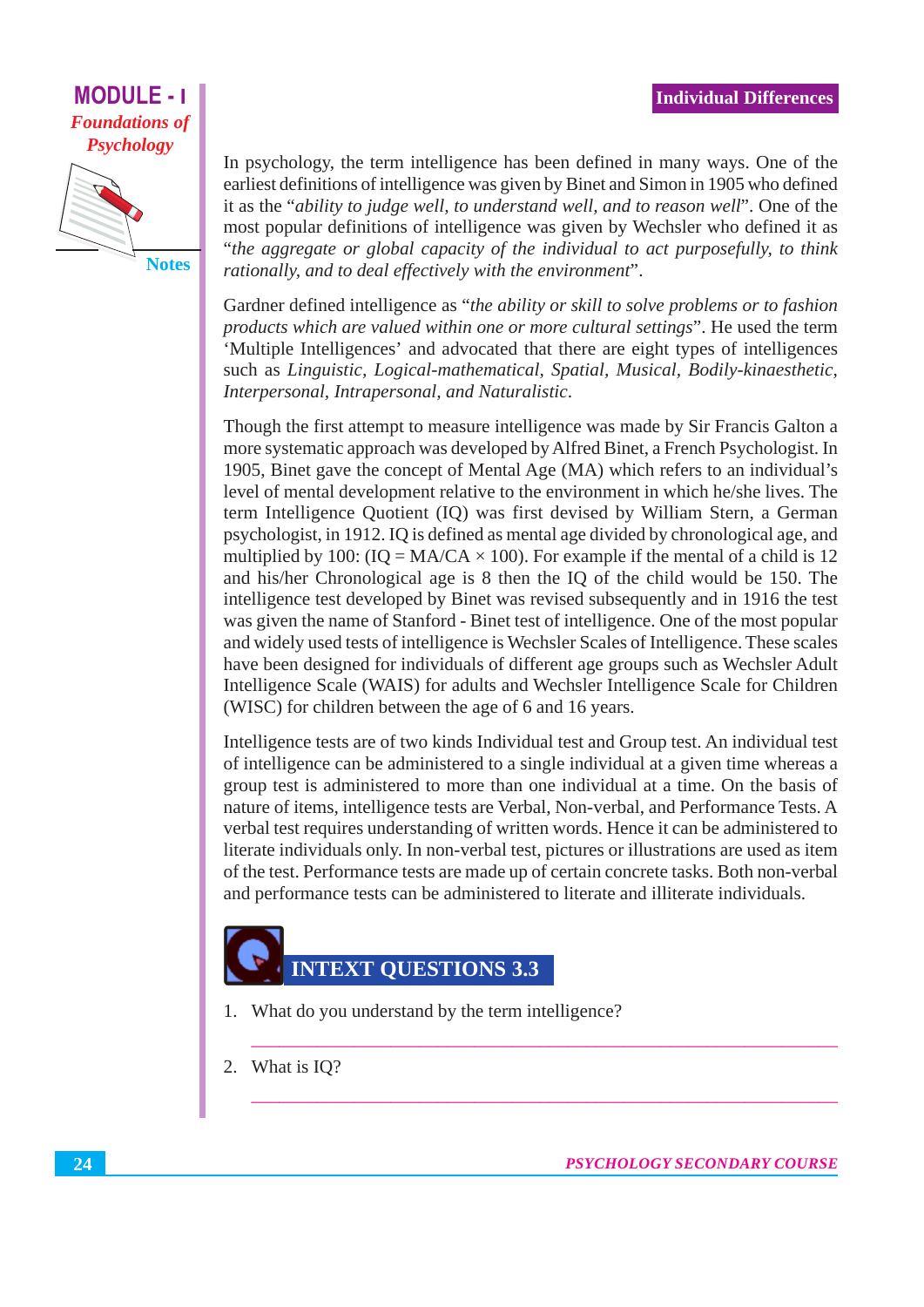In psychology, the term intelligence has been defined in many ways. One of the earliest definitions of intelligence was given by Binet and Simon in 1905 who defined it as the "*ability to judge well, to understand well, and to reason well*". One of the most popular definitions of intelligence was given by Wechsler who defined it as "*the aggregate or global capacity of the individual to act purposefully, to think rationally, and to deal effectively with the environment*".

Gardner defined intelligence as "*the ability or skill to solve problems or to fashion products which are valued within one or more cultural settings*". He used the term 'Multiple Intelligences' and advocated that there are eight types of intelligences such as *Linguistic, Logical-mathematical, Spatial, Musical, Bodily-kinaesthetic, Interpersonal, Intrapersonal, and Naturalistic*.

Though the first attempt to measure intelligence was made by Sir Francis Galton a more systematic approach was developed by Alfred Binet, a French Psychologist. In 1905, Binet gave the concept of Mental Age (MA) which refers to an individual's level of mental development relative to the environment in which he/she lives. The term Intelligence Quotient (IQ) was first devised by William Stern, a German psychologist, in 1912. IQ is defined as mental age divided by chronological age, and multiplied by 100: ($IQ = MA/CA \times 100$). For example if the mental of a child is 12 and his/her Chronological age is 8 then the IQ of the child would be 150. The intelligence test developed by Binet was revised subsequently and in 1916 the test was given the name of Stanford - Binet test of intelligence. One of the most popular and widely used tests of intelligence is Wechsler Scales of Intelligence. These scales have been designed for individuals of different age groups such as Wechsler Adult Intelligence Scale (WAIS) for adults and Wechsler Intelligence Scale for Children (WISC) for children between the age of 6 and 16 years.

Intelligence tests are of two kinds Individual test and Group test. An individual test of intelligence can be administered to a single individual at a given time whereas a group test is administered to more than one individual at a time. On the basis of nature of items, intelligence tests are Verbal, Non-verbal, and Performance Tests. A verbal test requires understanding of written words. Hence it can be administered to literate individuals only. In non-verbal test, pictures or illustrations are used as item of the test. Performance tests are made up of certain concrete tasks. Both non-verbal and performance tests can be administered to literate and illiterate individuals.

## INTEXT QUESTIONS 3.3

1. What do you understand by the term intelligence?

______________________________________________

2. What is IQ?

______________________________________________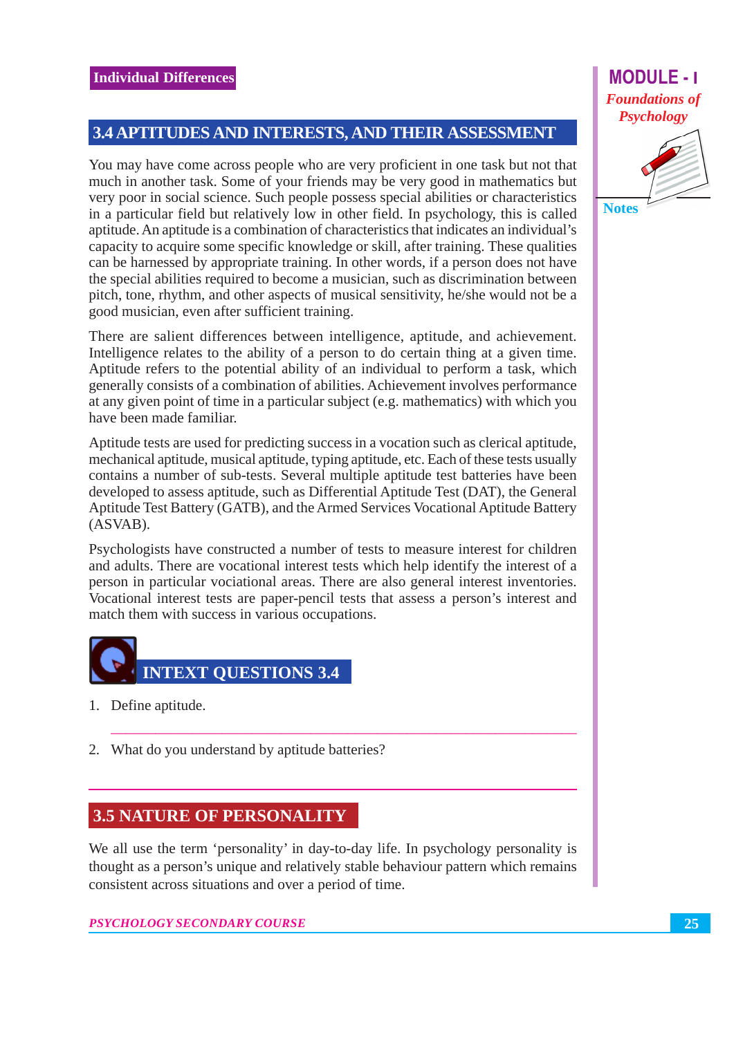## 3.4 APTITUDES AND INTERESTS, AND THEIR ASSESSMENT

You may have come across people who are very proficient in one task but not that much in another task. Some of your friends may be very good in mathematics but very poor in social science. Such people possess special abilities or characteristics in a particular field but relatively low in other field. In psychology, this is called aptitude. An aptitude is a combination of characteristics that indicates an individual's capacity to acquire some specific knowledge or skill, after training. These qualities can be harnessed by appropriate training. In other words, if a person does not have the special abilities required to become a musician, such as discrimination between pitch, tone, rhythm, and other aspects of musical sensitivity, he/she would not be a good musician, even after sufficient training.

There are salient differences between intelligence, aptitude, and achievement. Intelligence relates to the ability of a person to do certain thing at a given time. Aptitude refers to the potential ability of an individual to perform a task, which generally consists of a combination of abilities. Achievement involves performance at any given point of time in a particular subject (e.g. mathematics) with which you have been made familiar.

Aptitude tests are used for predicting success in a vocation such as clerical aptitude, mechanical aptitude, musical aptitude, typing aptitude, etc. Each of these tests usually contains a number of sub-tests. Several multiple aptitude test batteries have been developed to assess aptitude, such as Differential Aptitude Test (DAT), the General Aptitude Test Battery (GATB), and the Armed Services Vocational Aptitude Battery (ASVAB).

Psychologists have constructed a number of tests to measure interest for children and adults. There are vocational interest tests which help identify the interest of a person in particular vociational areas. There are also general interest inventories. Vocational interest tests are paper-pencil tests that assess a person's interest and match them with success in various occupations.

### INTEXT QUESTIONS 3.4

1. Define aptitude.

   ______________________________________________

2. What do you understand by aptitude batteries?

   ______________________________________________

## 3.5 NATURE OF PERSONALITY

We all use the term 'personality' in day-to-day life. In psychology personality is thought as a person's unique and relatively stable behaviour pattern which remains consistent across situations and over a period of time.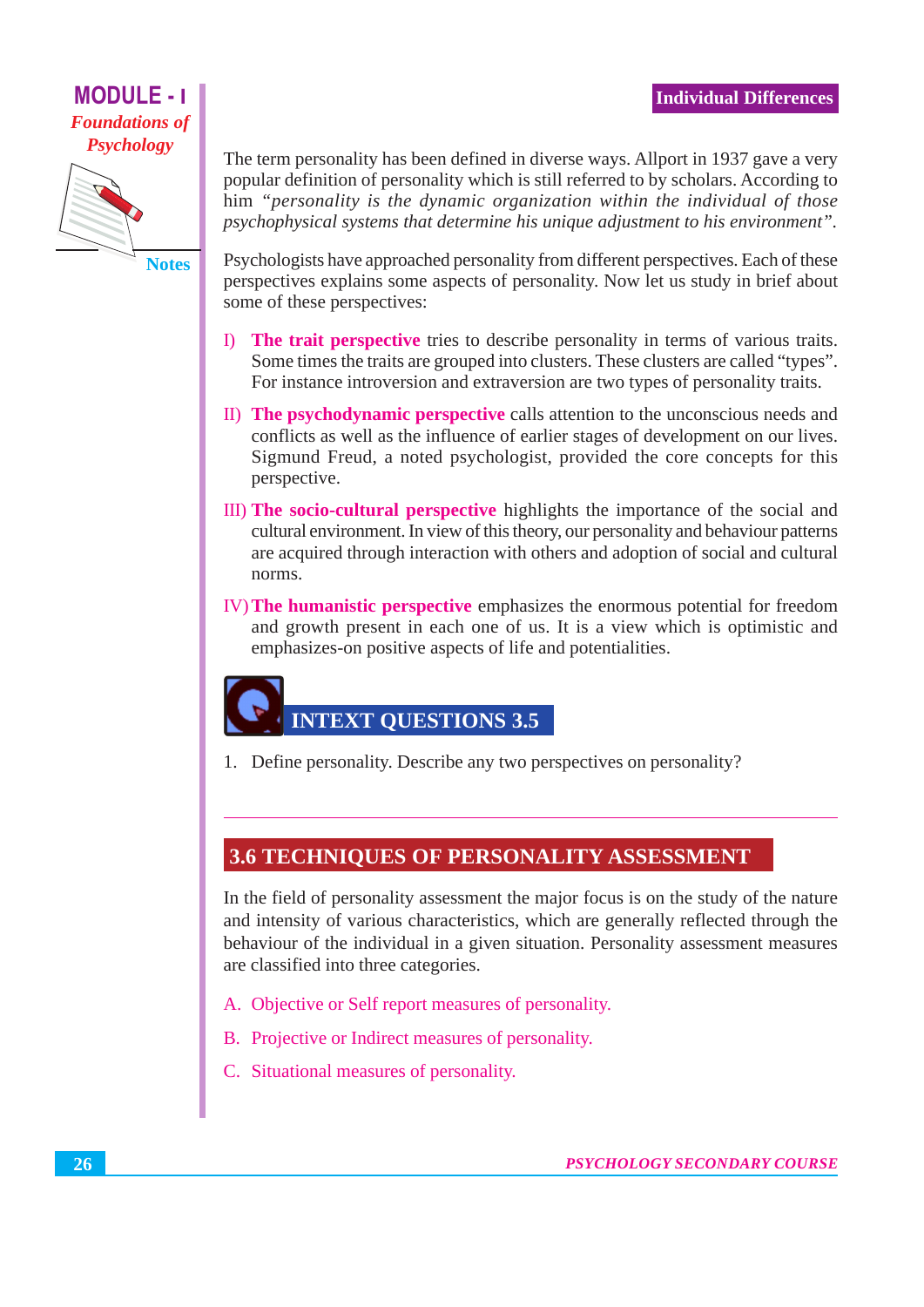The term personality has been defined in diverse ways. Allport in 1937 gave a very popular definition of personality which is still referred to by scholars. According to him *"personality is the dynamic organization within the individual of those psychophysical systems that determine his unique adjustment to his environment"*.

Psychologists have approached personality from different perspectives. Each of these perspectives explains some aspects of personality. Now let us study in brief about some of these perspectives:

I) **The trait perspective** tries to describe personality in terms of various traits. Some times the traits are grouped into clusters. These clusters are called "types". For instance introversion and extraversion are two types of personality traits.

II) **The psychodynamic perspective** calls attention to the unconscious needs and conflicts as well as the influence of earlier stages of development on our lives. Sigmund Freud, a noted psychologist, provided the core concepts for this perspective.

III) **The socio-cultural perspective** highlights the importance of the social and cultural environment. In view of this theory, our personality and behaviour patterns are acquired through interaction with others and adoption of social and cultural norms.

IV) **The humanistic perspective** emphasizes the enormous potential for freedom and growth present in each one of us. It is a view which is optimistic and emphasizes-on positive aspects of life and potentialities.

### INTEXT QUESTIONS 3.5

1. Define personality. Describe any two perspectives on personality?

## 3.6 TECHNIQUES OF PERSONALITY ASSESSMENT

In the field of personality assessment the major focus is on the study of the nature and intensity of various characteristics, which are generally reflected through the behaviour of the individual in a given situation. Personality assessment measures are classified into three categories.

A. Objective or Self report measures of personality.

B. Projective or Indirect measures of personality.

C. Situational measures of personality.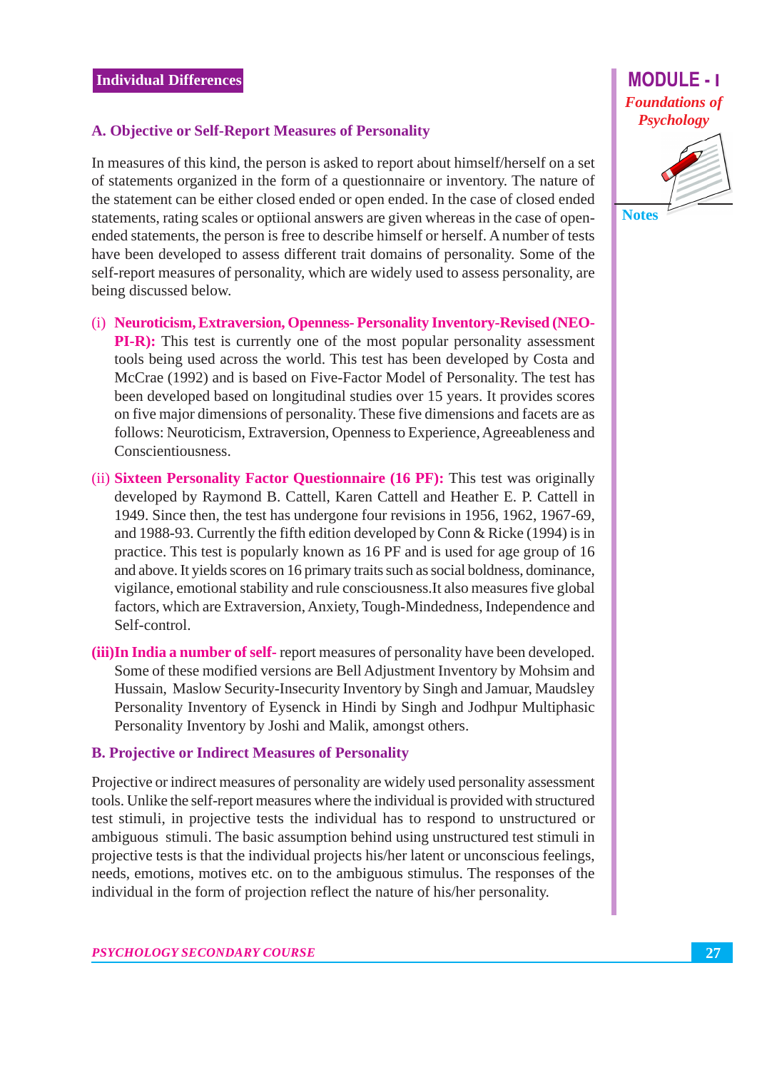## A. Objective or Self-Report Measures of Personality

In measures of this kind, the person is asked to report about himself/herself on a set of statements organized in the form of a questionnaire or inventory. The nature of the statement can be either closed ended or open ended. In the case of closed ended statements, rating scales or optiional answers are given whereas in the case of open-ended statements, the person is free to describe himself or herself. A number of tests have been developed to assess different trait domains of personality. Some of the self-report measures of personality, which are widely used to assess personality, are being discussed below.

(i) **Neuroticism, Extraversion, Openness- Personality Inventory-Revised (NEO-PI-R):** This test is currently one of the most popular personality assessment tools being used across the world. This test has been developed by Costa and McCrae (1992) and is based on Five-Factor Model of Personality. The test has been developed based on longitudinal studies over 15 years. It provides scores on five major dimensions of personality. These five dimensions and facets are as follows: Neuroticism, Extraversion, Openness to Experience, Agreeableness and Conscientiousness.

(ii) **Sixteen Personality Factor Questionnaire (16 PF):** This test was originally developed by Raymond B. Cattell, Karen Cattell and Heather E. P. Cattell in 1949. Since then, the test has undergone four revisions in 1956, 1962, 1967-69, and 1988-93. Currently the fifth edition developed by Conn & Ricke (1994) is in practice. This test is popularly known as 16 PF and is used for age group of 16 and above. It yields scores on 16 primary traits such as social boldness, dominance, vigilance, emotional stability and rule consciousness.It also measures five global factors, which are Extraversion, Anxiety, Tough-Mindedness, Independence and Self-control.

(iii) **In India a number of self-** report measures of personality have been developed. Some of these modified versions are Bell Adjustment Inventory by Mohsim and Hussain, Maslow Security-Insecurity Inventory by Singh and Jamuar, Maudsley Personality Inventory of Eysenck in Hindi by Singh and Jodhpur Multiphasic Personality Inventory by Joshi and Malik, amongst others.

## B. Projective or Indirect Measures of Personality

Projective or indirect measures of personality are widely used personality assessment tools. Unlike the self-report measures where the individual is provided with structured test stimuli, in projective tests the individual has to respond to unstructured or ambiguous stimuli. The basic assumption behind using unstructured test stimuli in projective tests is that the individual projects his/her latent or unconscious feelings, needs, emotions, motives etc. on to the ambiguous stimulus. The responses of the individual in the form of projection reflect the nature of his/her personality.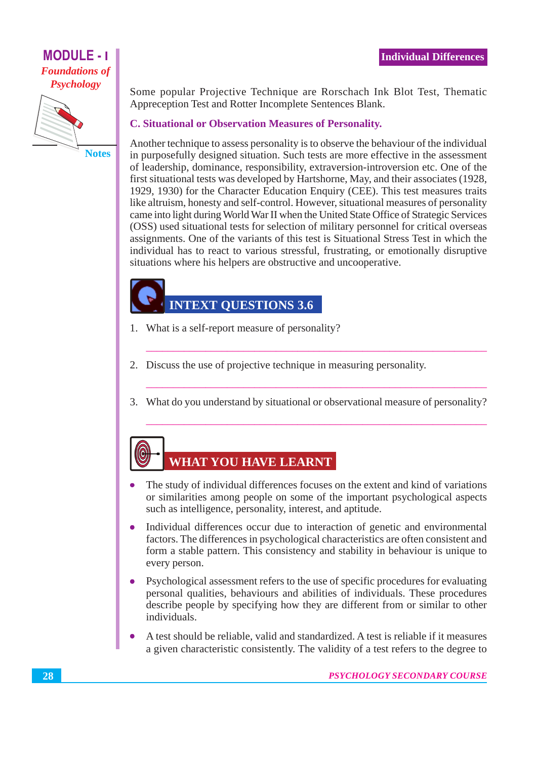Some popular Projective Technique are Rorschach Ink Blot Test, Thematic Appreception Test and Rotter Incomplete Sentences Blank.

### C. Situational or Observation Measures of Personality.

Another technique to assess personality is to observe the behaviour of the individual in purposefully designed situation. Such tests are more effective in the assessment of leadership, dominance, responsibility, extraversion-introversion etc. One of the first situational tests was developed by Hartshorne, May, and their associates (1928, 1929, 1930) for the Character Education Enquiry (CEE). This test measures traits like altruism, honesty and self-control. However, situational measures of personality came into light during World War II when the United State Office of Strategic Services (OSS) used situational tests for selection of military personnel for critical overseas assignments. One of the variants of this test is Situational Stress Test in which the individual has to react to various stressful, frustrating, or emotionally disruptive situations where his helpers are obstructive and uncooperative.

## INTEXT QUESTIONS 3.6

1. What is a self-report measure of personality?

2. Discuss the use of projective technique in measuring personality.

3. What do you understand by situational or observational measure of personality?

## WHAT YOU HAVE LEARNT

- The study of individual differences focuses on the extent and kind of variations or similarities among people on some of the important psychological aspects such as intelligence, personality, interest, and aptitude.
- Individual differences occur due to interaction of genetic and environmental factors. The differences in psychological characteristics are often consistent and form a stable pattern. This consistency and stability in behaviour is unique to every person.
- Psychological assessment refers to the use of specific procedures for evaluating personal qualities, behaviours and abilities of individuals. These procedures describe people by specifying how they are different from or similar to other individuals.
- A test should be reliable, valid and standardized. A test is reliable if it measures a given characteristic consistently. The validity of a test refers to the degree to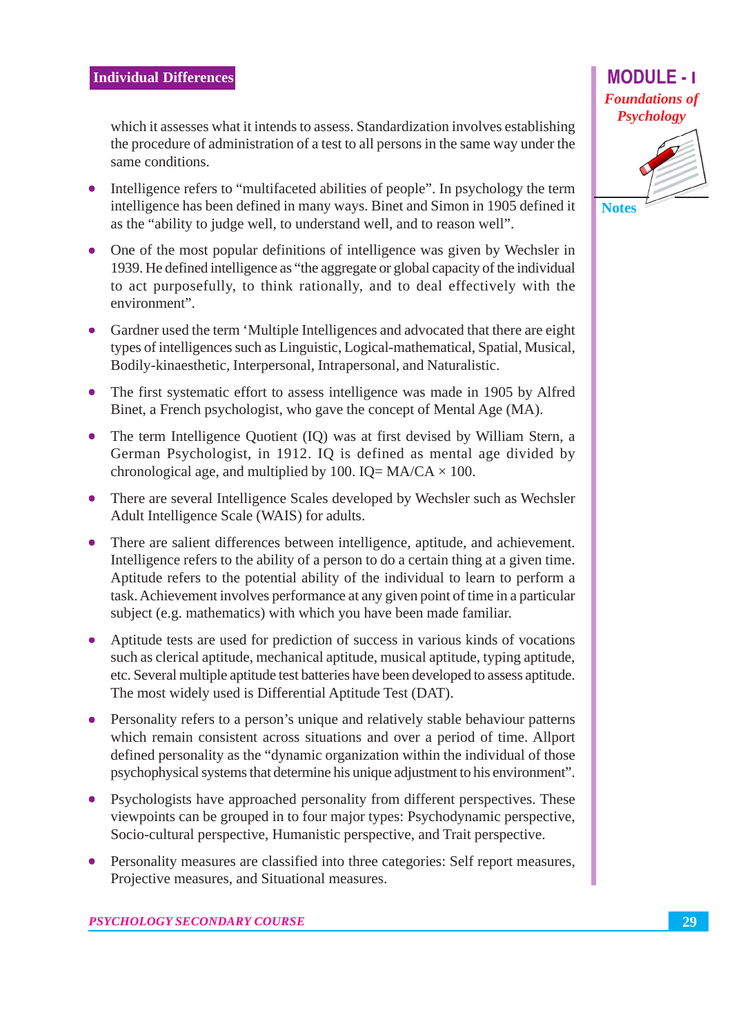which it assesses what it intends to assess. Standardization involves establishing the procedure of administration of a test to all persons in the same way under the same conditions.

- Intelligence refers to "multifaceted abilities of people". In psychology the term intelligence has been defined in many ways. Binet and Simon in 1905 defined it as the "ability to judge well, to understand well, and to reason well".
- One of the most popular definitions of intelligence was given by Wechsler in 1939. He defined intelligence as "the aggregate or global capacity of the individual to act purposefully, to think rationally, and to deal effectively with the environment".
- Gardner used the term 'Multiple Intelligences and advocated that there are eight types of intelligences such as Linguistic, Logical-mathematical, Spatial, Musical, Bodily-kinaesthetic, Interpersonal, Intrapersonal, and Naturalistic.
- The first systematic effort to assess intelligence was made in 1905 by Alfred Binet, a French psychologist, who gave the concept of Mental Age (MA).
- The term Intelligence Quotient (IQ) was at first devised by William Stern, a German Psychologist, in 1912. IQ is defined as mental age divided by chronological age, and multiplied by 100. IQ= MA/CA × 100.
- There are several Intelligence Scales developed by Wechsler such as Wechsler Adult Intelligence Scale (WAIS) for adults.
- There are salient differences between intelligence, aptitude, and achievement. Intelligence refers to the ability of a person to do a certain thing at a given time. Aptitude refers to the potential ability of the individual to learn to perform a task. Achievement involves performance at any given point of time in a particular subject (e.g. mathematics) with which you have been made familiar.
- Aptitude tests are used for prediction of success in various kinds of vocations such as clerical aptitude, mechanical aptitude, musical aptitude, typing aptitude, etc. Several multiple aptitude test batteries have been developed to assess aptitude. The most widely used is Differential Aptitude Test (DAT).
- Personality refers to a person's unique and relatively stable behaviour patterns which remain consistent across situations and over a period of time. Allport defined personality as the "dynamic organization within the individual of those psychophysical systems that determine his unique adjustment to his environment".
- Psychologists have approached personality from different perspectives. These viewpoints can be grouped in to four major types: Psychodynamic perspective, Socio-cultural perspective, Humanistic perspective, and Trait perspective.
- Personality measures are classified into three categories: Self report measures, Projective measures, and Situational measures.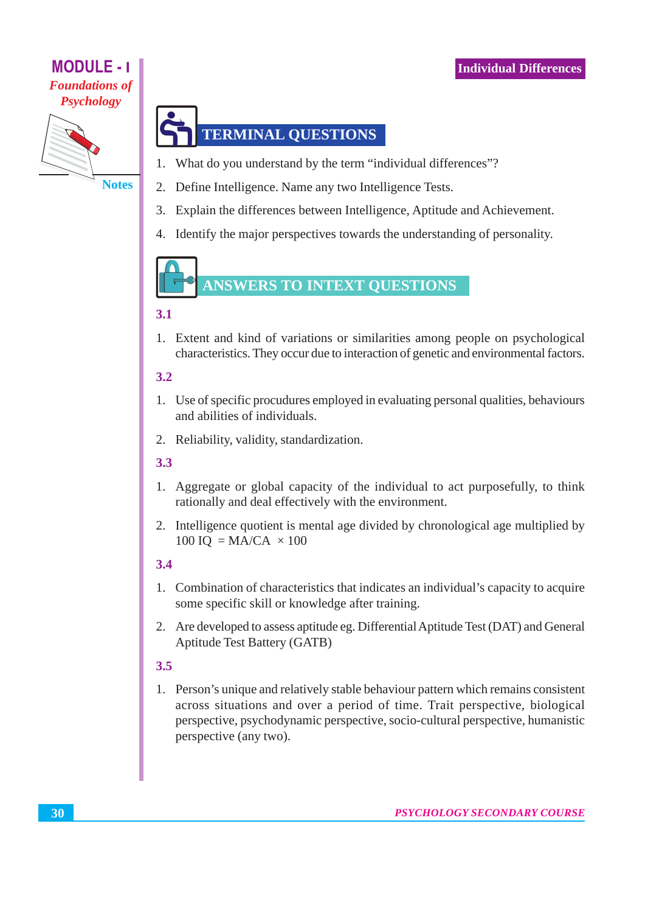## TERMINAL QUESTIONS

1. What do you understand by the term "individual differences"?
2. Define Intelligence. Name any two Intelligence Tests.
3. Explain the differences between Intelligence, Aptitude and Achievement.
4. Identify the major perspectives towards the understanding of personality.

## ANSWERS TO INTEXT QUESTIONS

**3.1**

1. Extent and kind of variations or similarities among people on psychological characteristics. They occur due to interaction of genetic and environmental factors.

**3.2**

1. Use of specific procudures employed in evaluating personal qualities, behaviours and abilities of individuals.
2. Reliability, validity, standardization.

**3.3**

1. Aggregate or global capacity of the individual to act purposefully, to think rationally and deal effectively with the environment.
2. Intelligence quotient is mental age divided by chronological age multiplied by 100 $IQ = MA/CA \times 100$

**3.4**

1. Combination of characteristics that indicates an individual's capacity to acquire some specific skill or knowledge after training.
2. Are developed to assess aptitude eg. Differential Aptitude Test (DAT) and General Aptitude Test Battery (GATB)

**3.5**

1. Person's unique and relatively stable behaviour pattern which remains consistent across situations and over a period of time. Trait perspective, biological perspective, psychodynamic perspective, socio-cultural perspective, humanistic perspective (any two).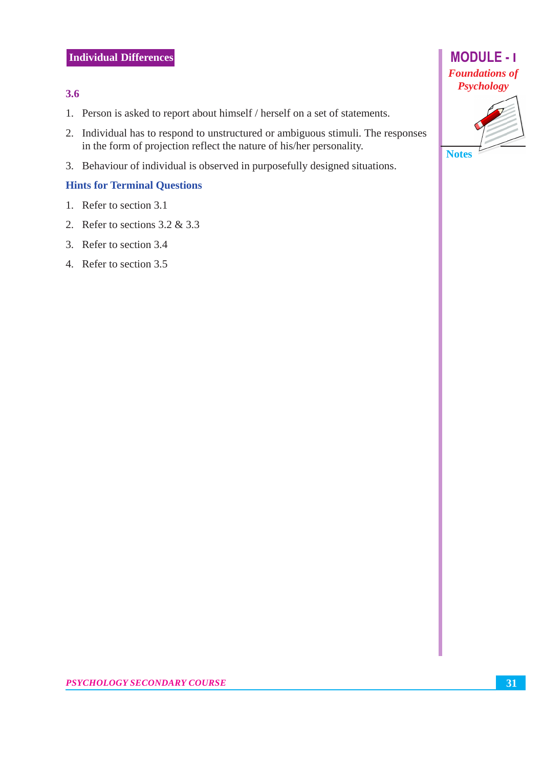### 3.6

1. Person is asked to report about himself / herself on a set of statements.
2. Individual has to respond to unstructured or ambiguous stimuli. The responses in the form of projection reflect the nature of his/her personality.
3. Behaviour of individual is observed in purposefully designed situations.

### Hints for Terminal Questions

1. Refer to section 3.1
2. Refer to sections 3.2 & 3.3
3. Refer to section 3.4
4. Refer to section 3.5